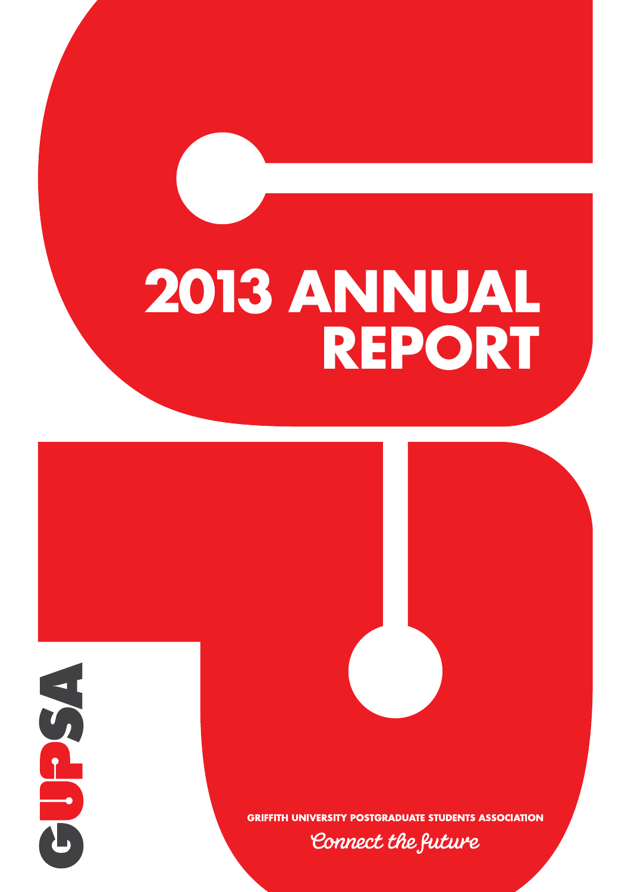# 2013 ANNUAL REPORT

GUPSA

**GRIFFITH UNIVERSITY POSTGRADUATE STUDENTS ASSOCIATION**

*Connect the future*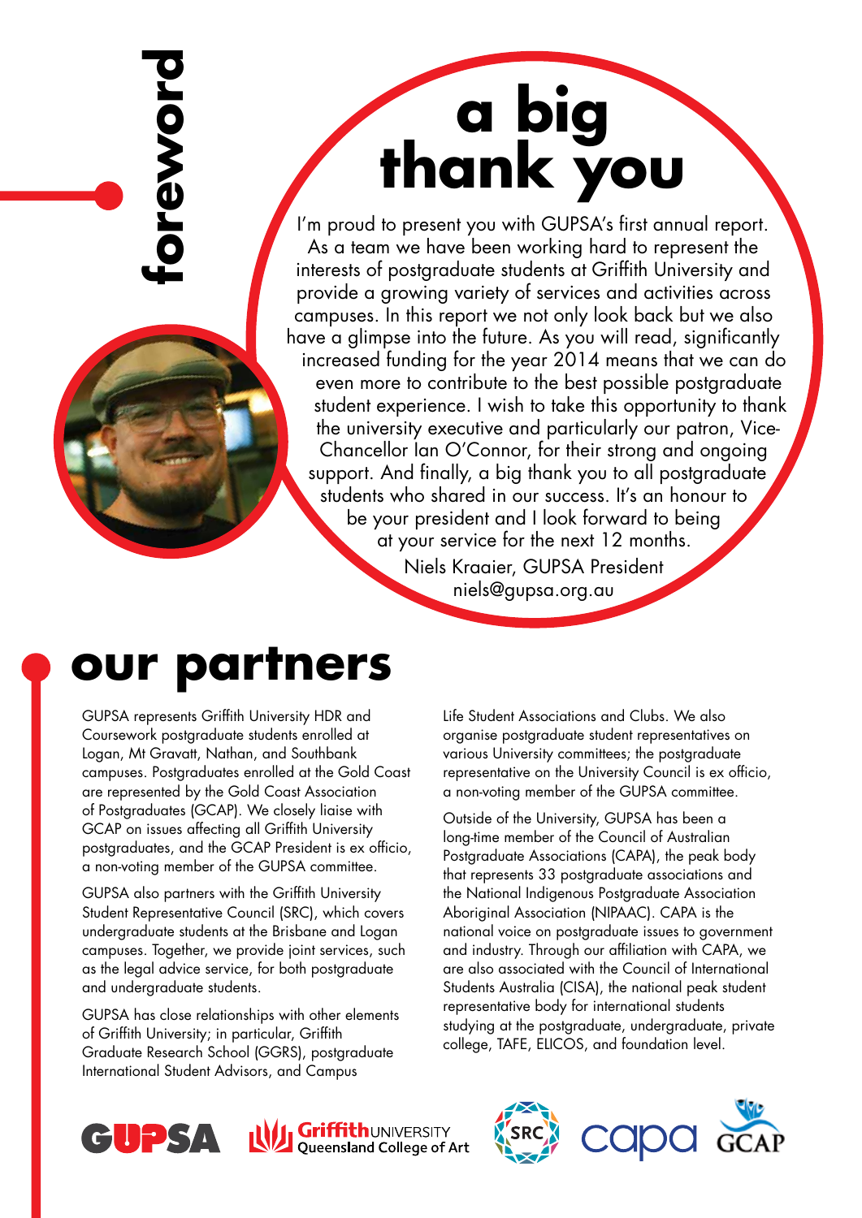# foreword

## a big thank you

I'm proud to present you with GUPSA's first annual report. As a team we have been working hard to represent the interests of postgraduate students at Griffith University and provide a growing variety of services and activities across campuses. In this report we not only look back but we also have a glimpse into the future. As you will read, significantly increased funding for the year 2014 means that we can do even more to contribute to the best possible postgraduate student experience. I wish to take this opportunity to thank the university executive and particularly our patron, Vice-Chancellor Ian O'Connor, for their strong and ongoing support. And finally, a big thank you to all postgraduate students who shared in our success. It's an honour to be your president and I look forward to being at your service for the next 12 months.

Niels Kraaier, GUPSA President
niels@gupsa.org.au

# our partners

GUPSA represents Griffith University HDR and Coursework postgraduate students enrolled at Logan, Mt Gravatt, Nathan, and Southbank campuses. Postgraduates enrolled at the Gold Coast are represented by the Gold Coast Association of Postgraduates (GCAP). We closely liaise with GCAP on issues affecting all Griffith University postgraduates, and the GCAP President is ex officio, a non-voting member of the GUPSA committee.

GUPSA also partners with the Griffith University Student Representative Council (SRC), which covers undergraduate students at the Brisbane and Logan campuses. Together, we provide joint services, such as the legal advice service, for both postgraduate and undergraduate students.

GUPSA has close relationships with other elements of Griffith University; in particular, Griffith Graduate Research School (GGRS), postgraduate International Student Advisors, and Campus Life Student Associations and Clubs. We also organise postgraduate student representatives on various University committees; the postgraduate representative on the University Council is ex officio, a non-voting member of the GUPSA committee.

Outside of the University, GUPSA has been a long-time member of the Council of Australian Postgraduate Associations (CAPA), the peak body that represents 33 postgraduate associations and the National Indigenous Postgraduate Association Aboriginal Association (NIPAAC). CAPA is the national voice on postgraduate issues to government and industry. Through our affiliation with CAPA, we are also associated with the Council of International Students Australia (CISA), the national peak student representative body for international students studying at the postgraduate, undergraduate, private college, TAFE, ELICOS, and foundation level.

GUPSA | Griffith UNIVERSITY Queensland College of Art | SRC | capa | GCAP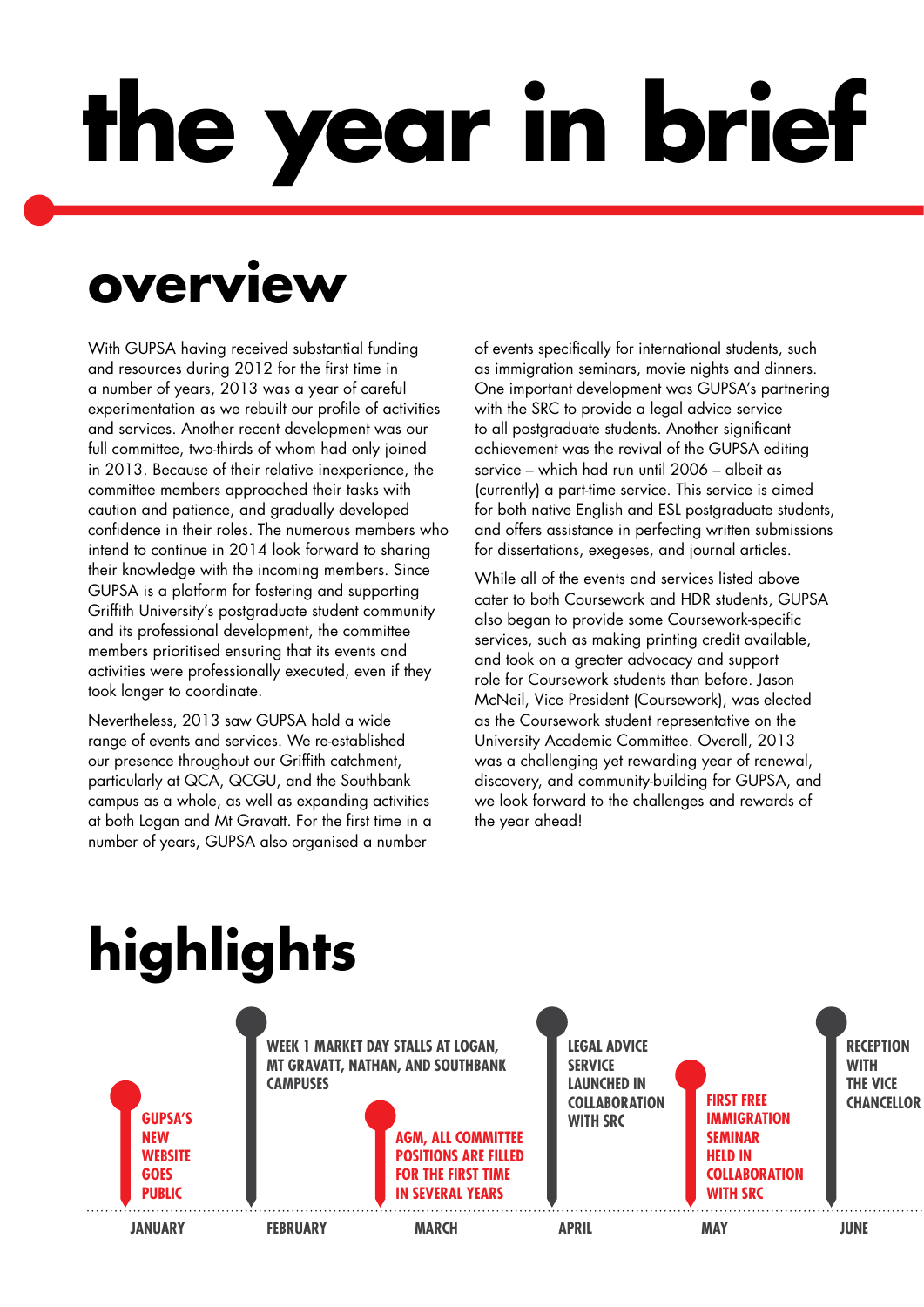# the year in brief

## overview

With GUPSA having received substantial funding and resources during 2012 for the first time in a number of years, 2013 was a year of careful experimentation as we rebuilt our profile of activities and services. Another recent development was our full committee, two-thirds of whom had only joined in 2013. Because of their relative inexperience, the committee members approached their tasks with caution and patience, and gradually developed confidence in their roles. The numerous members who intend to continue in 2014 look forward to sharing their knowledge with the incoming members. Since GUPSA is a platform for fostering and supporting Griffith University's postgraduate student community and its professional development, the committee members prioritised ensuring that its events and activities were professionally executed, even if they took longer to coordinate.

Nevertheless, 2013 saw GUPSA hold a wide range of events and services. We re-established our presence throughout our Griffith catchment, particularly at QCA, QCGU, and the Southbank campus as a whole, as well as expanding activities at both Logan and Mt Gravatt. For the first time in a number of years, GUPSA also organised a number of events specifically for international students, such as immigration seminars, movie nights and dinners. One important development was GUPSA's partnering with the SRC to provide a legal advice service to all postgraduate students. Another significant achievement was the revival of the GUPSA editing service – which had run until 2006 – albeit as (currently) a part-time service. This service is aimed for both native English and ESL postgraduate students, and offers assistance in perfecting written submissions for dissertations, exegeses, and journal articles.

While all of the events and services listed above cater to both Coursework and HDR students, GUPSA also began to provide some Coursework-specific services, such as making printing credit available, and took on a greater advocacy and support role for Coursework students than before. Jason McNeil, Vice President (Coursework), was elected as the Coursework student representative on the University Academic Committee. Overall, 2013 was a challenging yet rewarding year of renewal, discovery, and community-building for GUPSA, and we look forward to the challenges and rewards of the year ahead!

## highlights

- **January:** GUPSA'S NEW WEBSITE GOES PUBLIC
- **February:** WEEK 1 MARKET DAY STALLS AT LOGAN, MT GRAVATT, NATHAN, AND SOUTHBANK CAMPUSES
- **March:** AGM, ALL COMMITTEE POSITIONS ARE FILLED FOR THE FIRST TIME IN SEVERAL YEARS
- **April:** LEGAL ADVICE SERVICE LAUNCHED IN COLLABORATION WITH SRC
- **May:** FIRST FREE IMMIGRATION SEMINAR HELD IN COLLABORATION WITH SRC
- **June:** RECEPTION WITH THE VICE CHANCELLOR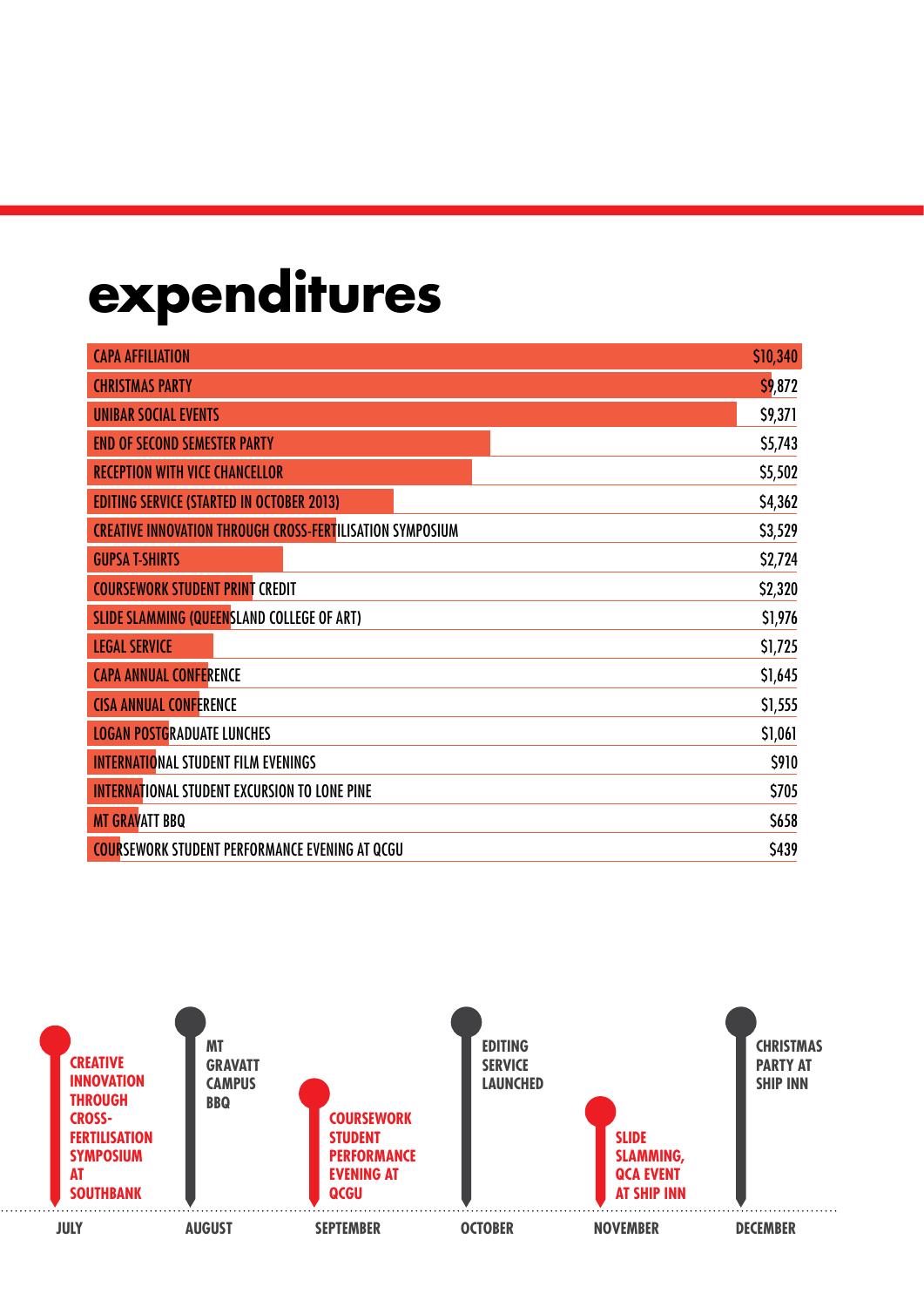# expenditures

| Item | Amount |
| --- | --- |
| CAPA AFFILIATION | $10,340 |
| CHRISTMAS PARTY | $9,872 |
| UNIBAR SOCIAL EVENTS | $9,371 |
| END OF SECOND SEMESTER PARTY | $5,743 |
| RECEPTION WITH VICE CHANCELLOR | $5,502 |
| EDITING SERVICE (STARTED IN OCTOBER 2013) | $4,362 |
| CREATIVE INNOVATION THROUGH CROSS-FERTILISATION SYMPOSIUM | $3,529 |
| GUPSA T-SHIRTS | $2,724 |
| COURSEWORK STUDENT PRINT CREDIT | $2,320 |
| SLIDE SLAMMING (QUEENSLAND COLLEGE OF ART) | $1,976 |
| LEGAL SERVICE | $1,725 |
| CAPA ANNUAL CONFERENCE | $1,645 |
| CISA ANNUAL CONFERENCE | $1,555 |
| LOGAN POSTGRADUATE LUNCHES | $1,061 |
| INTERNATIONAL STUDENT FILM EVENINGS | $910 |
| INTERNATIONAL STUDENT EXCURSION TO LONE PINE | $705 |
| MT GRAVATT BBQ | $658 |
| COURSEWORK STUDENT PERFORMANCE EVENING AT QCGU | $439 |

**JULY** — CREATIVE INNOVATION THROUGH CROSS-FERTILISATION SYMPOSIUM AT SOUTHBANK

**AUGUST** — MT GRAVATT CAMPUS BBQ

**SEPTEMBER** — COURSEWORK STUDENT PERFORMANCE EVENING AT QCGU

**OCTOBER** — EDITING SERVICE LAUNCHED

**NOVEMBER** — SLIDE SLAMMING, QCA EVENT AT SHIP INN

**DECEMBER** — CHRISTMAS PARTY AT SHIP INN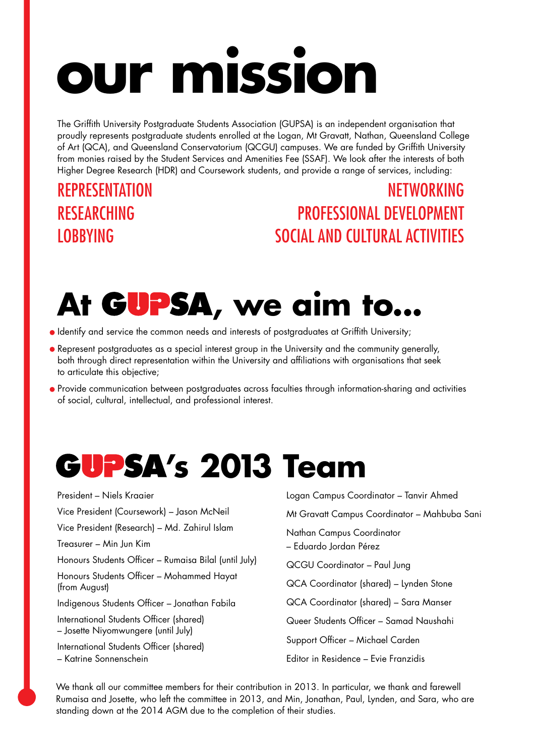# our mission

The Griffith University Postgraduate Students Association (GUPSA) is an independent organisation that proudly represents postgraduate students enrolled at the Logan, Mt Gravatt, Nathan, Queensland College of Art (QCA), and Queensland Conservatorium (QCGU) campuses. We are funded by Griffith University from monies raised by the Student Services and Amenities Fee (SSAF). We look after the interests of both Higher Degree Research (HDR) and Coursework students, and provide a range of services, including:

REPRESENTATION
RESEARCHING
LOBBYING
NETWORKING
PROFESSIONAL DEVELOPMENT
SOCIAL AND CULTURAL ACTIVITIES

# At GUPSA, we aim to...

- Identify and service the common needs and interests of postgraduates at Griffith University;
- Represent postgraduates as a special interest group in the University and the community generally, both through direct representation within the University and affiliations with organisations that seek to articulate this objective;
- Provide communication between postgraduates across faculties through information-sharing and activities of social, cultural, intellectual, and professional interest.

# GUPSA's 2013 Team

President – Niels Kraaier

Vice President (Coursework) – Jason McNeil

Vice President (Research) – Md. Zahirul Islam

Treasurer – Min Jun Kim

Honours Students Officer – Rumaisa Bilal (until July)

Honours Students Officer – Mohammed Hayat (from August)

Indigenous Students Officer – Jonathan Fabila

International Students Officer (shared) – Josette Niyomwungere (until July)

International Students Officer (shared) – Katrine Sonnenschein

Logan Campus Coordinator – Tanvir Ahmed

Mt Gravatt Campus Coordinator – Mahbuba Sani

Nathan Campus Coordinator – Eduardo Jordan Pérez

QCGU Coordinator – Paul Jung

QCA Coordinator (shared) – Lynden Stone

QCA Coordinator (shared) – Sara Manser

Queer Students Officer – Samad Naushahi

Support Officer – Michael Carden

Editor in Residence – Evie Franzidis

We thank all our committee members for their contribution in 2013. In particular, we thank and farewell Rumaisa and Josette, who left the committee in 2013, and Min, Jonathan, Paul, Lynden, and Sara, who are standing down at the 2014 AGM due to the completion of their studies.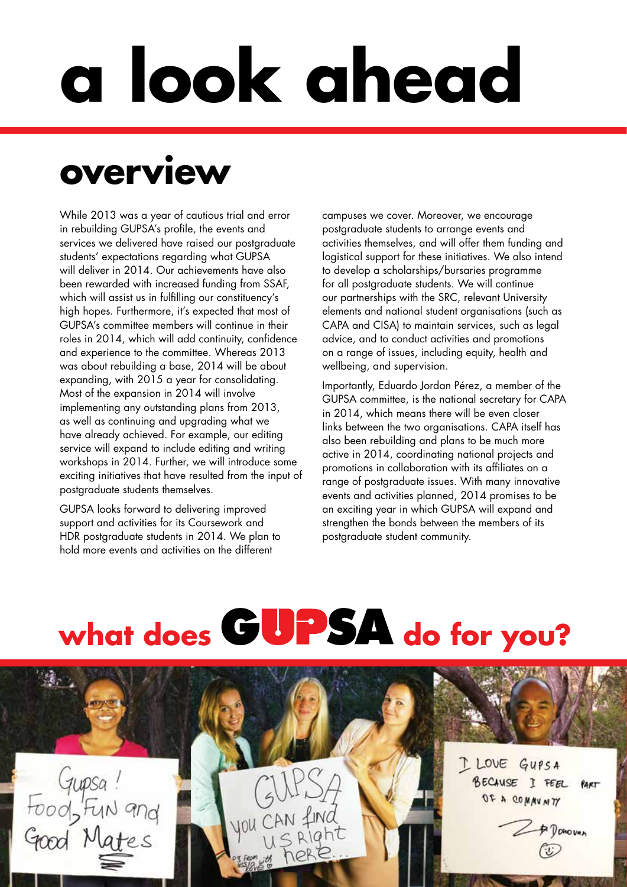# a look ahead

## overview

While 2013 was a year of cautious trial and error in rebuilding GUPSA's profile, the events and services we delivered have raised our postgraduate students' expectations regarding what GUPSA will deliver in 2014. Our achievements have also been rewarded with increased funding from SSAF, which will assist us in fulfilling our constituency's high hopes. Furthermore, it's expected that most of GUPSA's committee members will continue in their roles in 2014, which will add continuity, confidence and experience to the committee. Whereas 2013 was about rebuilding a base, 2014 will be about expanding, with 2015 a year for consolidating. Most of the expansion in 2014 will involve implementing any outstanding plans from 2013, as well as continuing and upgrading what we have already achieved. For example, our editing service will expand to include editing and writing workshops in 2014. Further, we will introduce some exciting initiatives that have resulted from the input of postgraduate students themselves.

GUPSA looks forward to delivering improved support and activities for its Coursework and HDR postgraduate students in 2014. We plan to hold more events and activities on the different campuses we cover. Moreover, we encourage postgraduate students to arrange events and activities themselves, and will offer them funding and logistical support for these initiatives. We also intend to develop a scholarships/bursaries programme for all postgraduate students. We will continue our partnerships with the SRC, relevant University elements and national student organisations (such as CAPA and CISA) to maintain services, such as legal advice, and to conduct activities and promotions on a range of issues, including equity, health and wellbeing, and supervision.

Importantly, Eduardo Jordan Pérez, a member of the GUPSA committee, is the national secretary for CAPA in 2014, which means there will be even closer links between the two organisations. CAPA itself has also been rebuilding and plans to be much more active in 2014, coordinating national projects and promotions in collaboration with its affiliates on a range of postgraduate issues. With many innovative events and activities planned, 2014 promises to be an exciting year in which GUPSA will expand and strengthen the bonds between the members of its postgraduate student community.

## what does GUPSA do for you?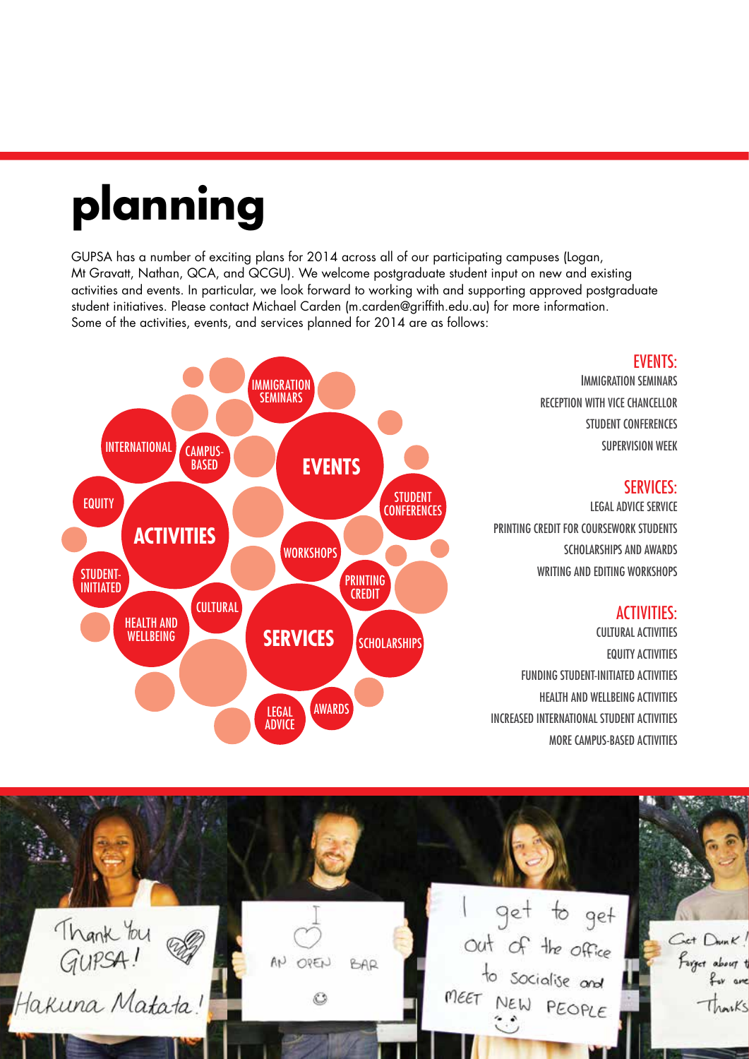# planning

GUPSA has a number of exciting plans for 2014 across all of our participating campuses (Logan, Mt Gravatt, Nathan, QCA, and QCGU). We welcome postgraduate student input on new and existing activities and events. In particular, we look forward to working with and supporting approved postgraduate student initiatives. Please contact Michael Carden (m.carden@griffith.edu.au) for more information. Some of the activities, events, and services planned for 2014 are as follows:

### EVENTS:

- IMMIGRATION SEMINARS
- RECEPTION WITH VICE CHANCELLOR
- STUDENT CONFERENCES
- SUPERVISION WEEK

### SERVICES:

- LEGAL ADVICE SERVICE
- PRINTING CREDIT FOR COURSEWORK STUDENTS
- SCHOLARSHIPS AND AWARDS
- WRITING AND EDITING WORKSHOPS

### ACTIVITIES:

- CULTURAL ACTIVITIES
- EQUITY ACTIVITIES
- FUNDING STUDENT-INITIATED ACTIVITIES
- HEALTH AND WELLBEING ACTIVITIES
- INCREASED INTERNATIONAL STUDENT ACTIVITIES
- MORE CAMPUS-BASED ACTIVITIES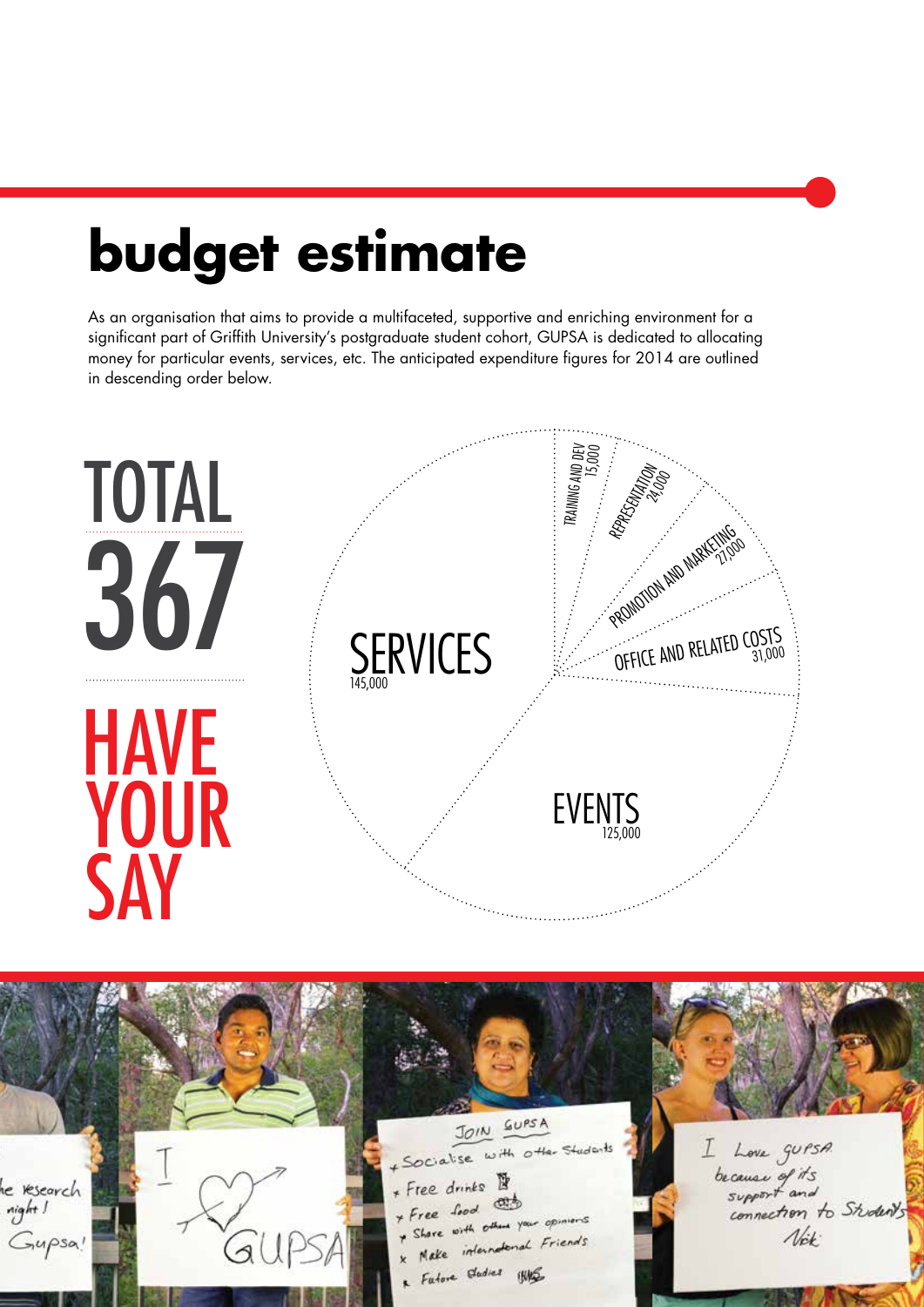# budget estimate

As an organisation that aims to provide a multifaceted, supportive and enriching environment for a significant part of Griffith University's postgraduate student cohort, GUPSA is dedicated to allocating money for particular events, services, etc. The anticipated expenditure figures for 2014 are outlined in descending order below.

TOTAL 367

HAVE YOUR SAY

| Category | Amount |
| --- | --- |
| SERVICES | 145,000 |
| EVENTS | 125,000 |
| OFFICE AND RELATED COSTS | 31,000 |
| PROMOTION AND MARKETING | 27,000 |
| REPRESENTATION | 24,000 |
| TRAINING AND DEV | 15,000 |

he research night! Gupsa!

I ♥ GUPSA

JOIN GUPSA
- Socialise with other Students
- Free drinks
- Free food
- Share with others your opinions
- Make international Friends
- Future Studies

I Love GUPSA because of its support and connection to Students
Vicki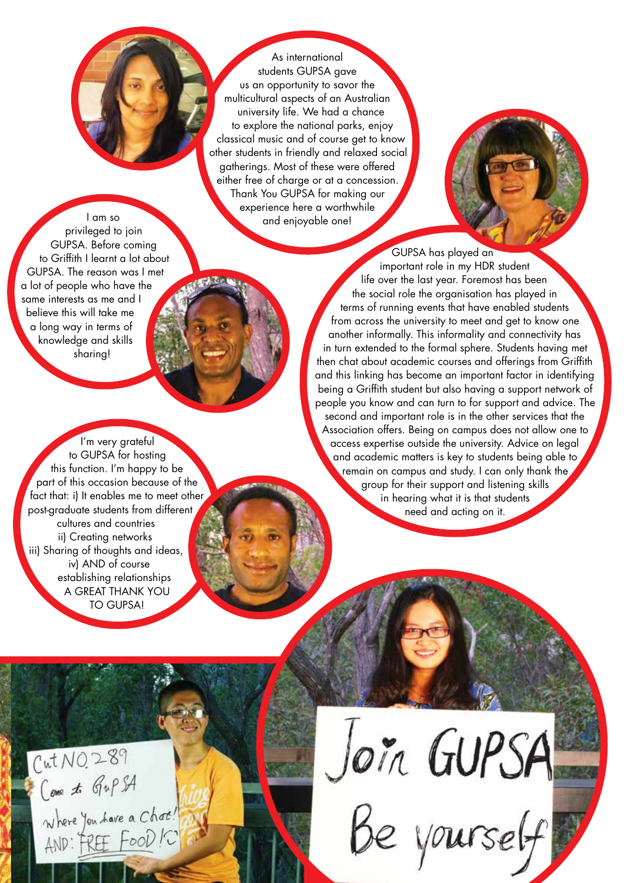As international students GUPSA gave us an opportunity to savor the multicultural aspects of an Australian university life. We had a chance to explore the national parks, enjoy classical music and of course get to know other students in friendly and relaxed social gatherings. Most of these were offered either free of charge or at a concession. Thank You GUPSA for making our experience here a worthwhile and enjoyable one!

I am so privileged to join GUPSA. Before coming to Griffith I learnt a lot about GUPSA. The reason was I met a lot of people who have the same interests as me and I believe this will take me a long way in terms of knowledge and skills sharing!

GUPSA has played an important role in my HDR student life over the last year. Foremost has been the social role the organisation has played in terms of running events that have enabled students from across the university to meet and get to know one another informally. This informality and connectivity has in turn extended to the formal sphere. Students having met then chat about academic courses and offerings from Griffith and this linking has become an important factor in identifying being a Griffith student but also having a support network of people you know and can turn to for support and advice. The second and important role is in the other services that the Association offers. Being on campus does not allow one to access expertise outside the university. Advice on legal and academic matters is key to students being able to remain on campus and study. I can only thank the group for their support and listening skills in hearing what it is that students need and acting on it.

I'm very grateful to GUPSA for hosting this function. I'm happy to be part of this occasion because of the fact that: i) It enables me to meet other post-graduate students from different cultures and countries
ii) Creating networks
iii) Sharing of thoughts and ideas,
iv) AND of course establishing relationships
A GREAT THANK YOU TO GUPSA!

Cut NO.289
Come to GuPSA
where you have a Chat!
AND: FREE FooD!

Join GUPSA
Be yourself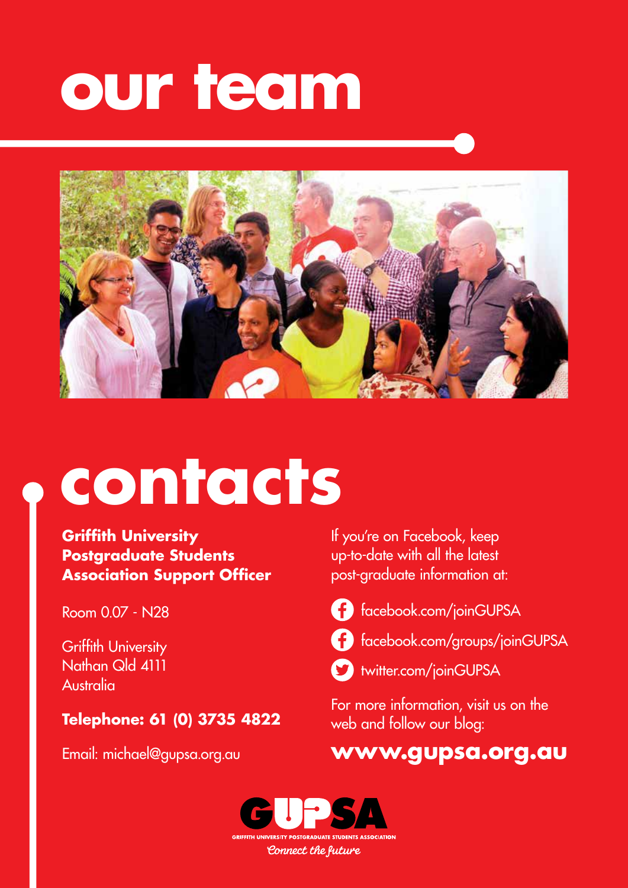# our team

# contacts

**Griffith University Postgraduate Students Association Support Officer**

Room 0.07 - N28

Griffith University
Nathan Qld 4111
Australia

**Telephone: 61 (0) 3735 4822**

Email: michael@gupsa.org.au

If you're on Facebook, keep up-to-date with all the latest post-graduate information at:

- facebook.com/joinGUPSA
- facebook.com/groups/joinGUPSA
- twitter.com/joinGUPSA

For more information, visit us on the web and follow our blog:

**www.gupsa.org.au**

GUPSA
GRIFFITH UNIVERSITY POSTGRADUATE STUDENTS ASSOCIATION
*Connect the future*